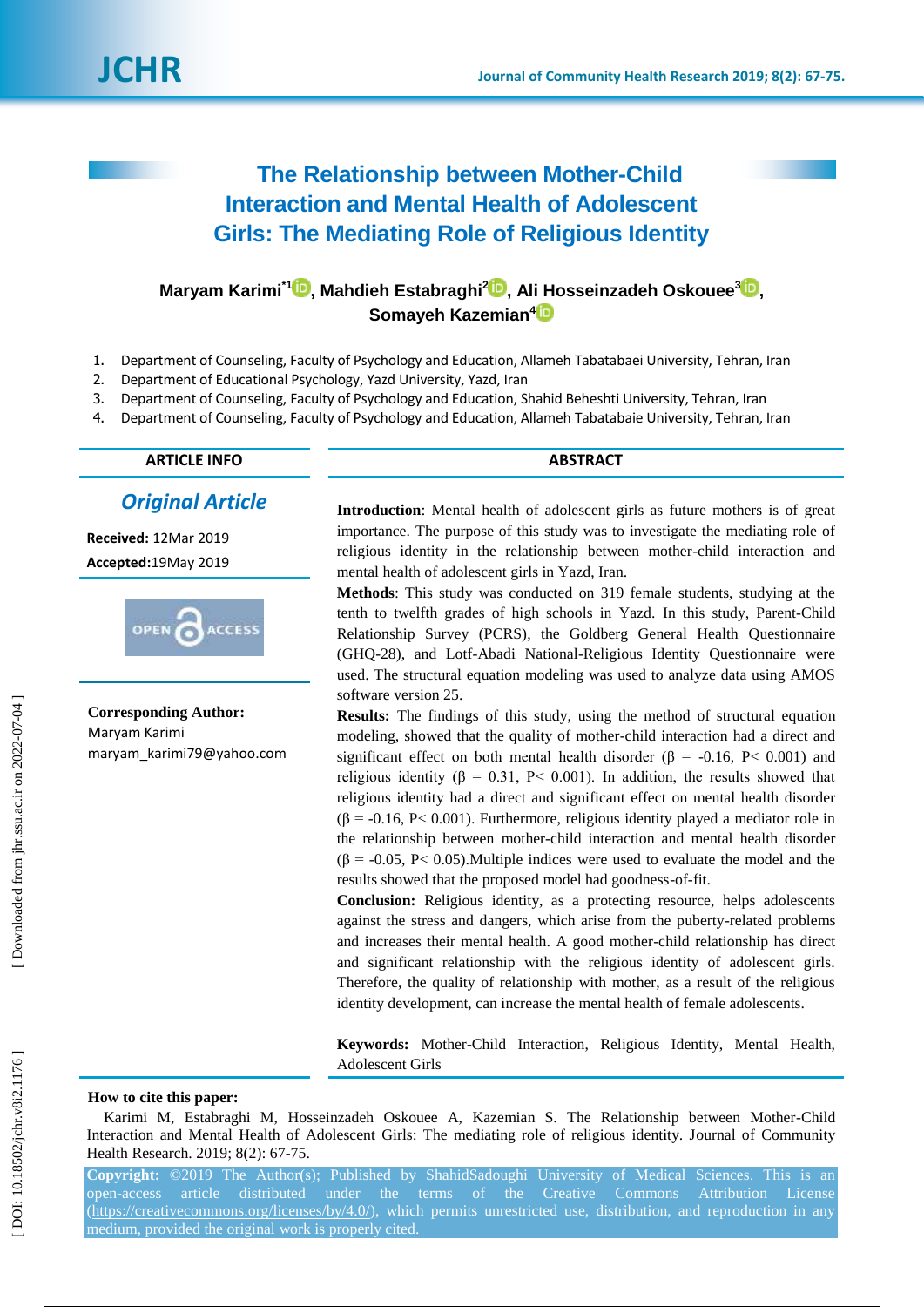# The Relationship between Mother-Child Interaction and Mental Health of Adolescent Girls: The Mediating Role of Religious Identity

**Maryam Karimi**[*1], **Mahdieh Estabraghi**[2], **Ali Hosseinzadeh Oskouee**[3], **Somayeh Kazemian**[4]

1. Department of Counseling, Faculty of Psychology and Education, Allameh Tabatabaei University, Tehran, Iran
2. Department of Educational Psychology, Yazd University, Yazd, Iran
3. Department of Counseling, Faculty of Psychology and Education, Shahid Beheshti University, Tehran, Iran
4. Department of Counseling, Faculty of Psychology and Education, Allameh Tabatabaie University, Tehran, Iran

## ARTICLE INFO

***Original Article***

**Received:** 12Mar 2019

**Accepted:** 19May 2019

**Corresponding Author:**
Maryam Karimi
maryam_karimi79@yahoo.com

## ABSTRACT

**Introduction**: Mental health of adolescent girls as future mothers is of great importance. The purpose of this study was to investigate the mediating role of religious identity in the relationship between mother-child interaction and mental health of adolescent girls in Yazd, Iran.

**Methods**: This study was conducted on 319 female students, studying at the tenth to twelfth grades of high schools in Yazd. In this study, Parent-Child Relationship Survey (PCRS), the Goldberg General Health Questionnaire (GHQ-28), and Lotf-Abadi National-Religious Identity Questionnaire were used. The structural equation modeling was used to analyze data using AMOS software version 25.

**Results:** The findings of this study, using the method of structural equation modeling, showed that the quality of mother-child interaction had a direct and significant effect on both mental health disorder ($\beta$ = -0.16, P< 0.001) and religious identity ($\beta$ = 0.31, P< 0.001). In addition, the results showed that religious identity had a direct and significant effect on mental health disorder ($\beta$ = -0.16, P< 0.001). Furthermore, religious identity played a mediator role in the relationship between mother-child interaction and mental health disorder ($\beta$ = -0.05, P< 0.05).Multiple indices were used to evaluate the model and the results showed that the proposed model had goodness-of-fit.

**Conclusion:** Religious identity, as a protecting resource, helps adolescents against the stress and dangers, which arise from the puberty-related problems and increases their mental health. A good mother-child relationship has direct and significant relationship with the religious identity of adolescent girls. Therefore, the quality of relationship with mother, as a result of the religious identity development, can increase the mental health of female adolescents.

**Keywords:** Mother-Child Interaction, Religious Identity, Mental Health, Adolescent Girls

**How to cite this paper:**

Karimi M, Estabraghi M, Hosseinzadeh Oskouee A, Kazemian S. The Relationship between Mother-Child Interaction and Mental Health of Adolescent Girls: The mediating role of religious identity. Journal of Community Health Research. 2019; 8(2): 67-75.

**Copyright:** ©2019 The Author(s); Published by ShahidSadoughi University of Medical Sciences. This is an open-access article distributed under the terms of the Creative Commons Attribution License (https://creativecommons.org/licenses/by/4.0/), which permits unrestricted use, distribution, and reproduction in any medium, provided the original work is properly cited.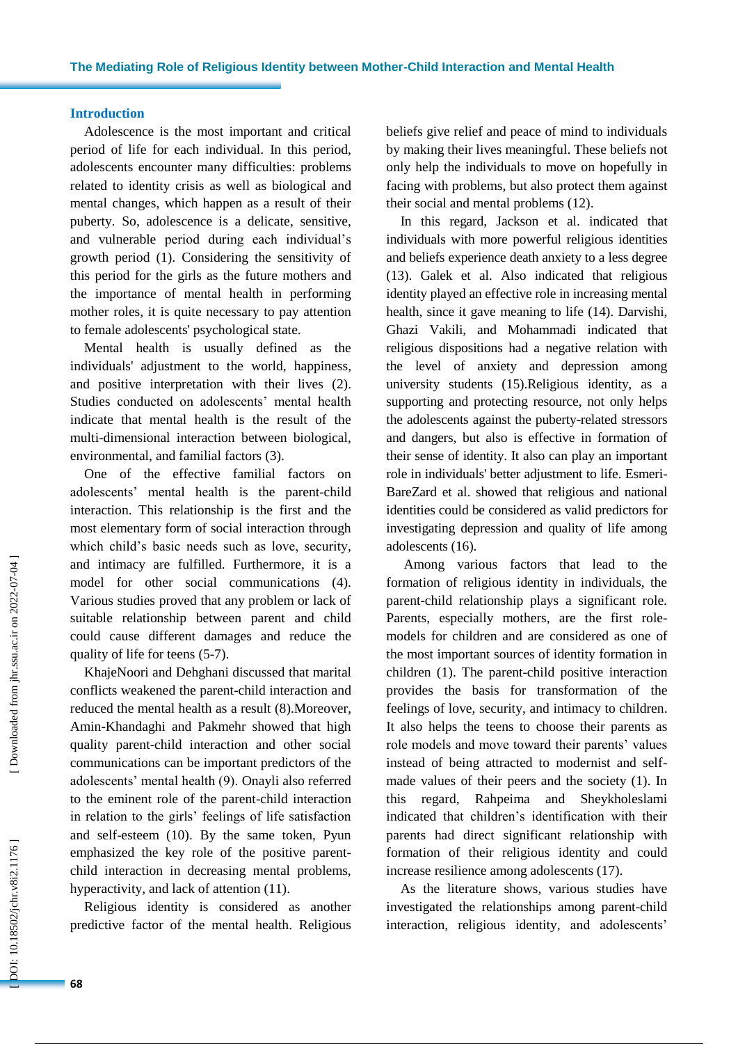## Introduction

Adolescence is the most important and critical period of life for each individual. In this period, adolescents encounter many difficulties: problems related to identity crisis as well as biological and mental changes, which happen as a result of their puberty. So, adolescence is a delicate, sensitive, and vulnerable period during each individual's growth period (1). Considering the sensitivity of this period for the girls as the future mothers and the importance of mental health in performing mother roles, it is quite necessary to pay attention to female adolescents' psychological state.

Mental health is usually defined as the individuals' adjustment to the world, happiness, and positive interpretation with their lives (2). Studies conducted on adolescents' mental health indicate that mental health is the result of the multi-dimensional interaction between biological, environmental, and familial factors (3).

One of the effective familial factors on adolescents' mental health is the parent-child interaction. This relationship is the first and the most elementary form of social interaction through which child's basic needs such as love, security, and intimacy are fulfilled. Furthermore, it is a model for other social communications (4). Various studies proved that any problem or lack of suitable relationship between parent and child could cause different damages and reduce the quality of life for teens (5-7).

KhajeNoori and Dehghani discussed that marital conflicts weakened the parent-child interaction and reduced the mental health as a result (8).Moreover, Amin-Khandaghi and Pakmehr showed that high quality parent-child interaction and other social communications can be important predictors of the adolescents' mental health (9). Onayli also referred to the eminent role of the parent-child interaction in relation to the girls' feelings of life satisfaction and self-esteem (10). By the same token, Pyun emphasized the key role of the positive parent-child interaction in decreasing mental problems, hyperactivity, and lack of attention (11).

Religious identity is considered as another predictive factor of the mental health. Religious beliefs give relief and peace of mind to individuals by making their lives meaningful. These beliefs not only help the individuals to move on hopefully in facing with problems, but also protect them against their social and mental problems (12).

In this regard, Jackson et al. indicated that individuals with more powerful religious identities and beliefs experience death anxiety to a less degree (13). Galek et al. Also indicated that religious identity played an effective role in increasing mental health, since it gave meaning to life (14). Darvishi, Ghazi Vakili, and Mohammadi indicated that religious dispositions had a negative relation with the level of anxiety and depression among university students (15).Religious identity, as a supporting and protecting resource, not only helps the adolescents against the puberty-related stressors and dangers, but also is effective in formation of their sense of identity. It also can play an important role in individuals' better adjustment to life. Esmeri-BareZard et al. showed that religious and national identities could be considered as valid predictors for investigating depression and quality of life among adolescents (16).

Among various factors that lead to the formation of religious identity in individuals, the parent-child relationship plays a significant role. Parents, especially mothers, are the first role-models for children and are considered as one of the most important sources of identity formation in children (1). The parent-child positive interaction provides the basis for transformation of the feelings of love, security, and intimacy to children. It also helps the teens to choose their parents as role models and move toward their parents' values instead of being attracted to modernist and self-made values of their peers and the society (1). In this regard, Rahpeima and Sheykholeslami indicated that children's identification with their parents had direct significant relationship with formation of their religious identity and could increase resilience among adolescents (17).

As the literature shows, various studies have investigated the relationships among parent-child interaction, religious identity, and adolescents'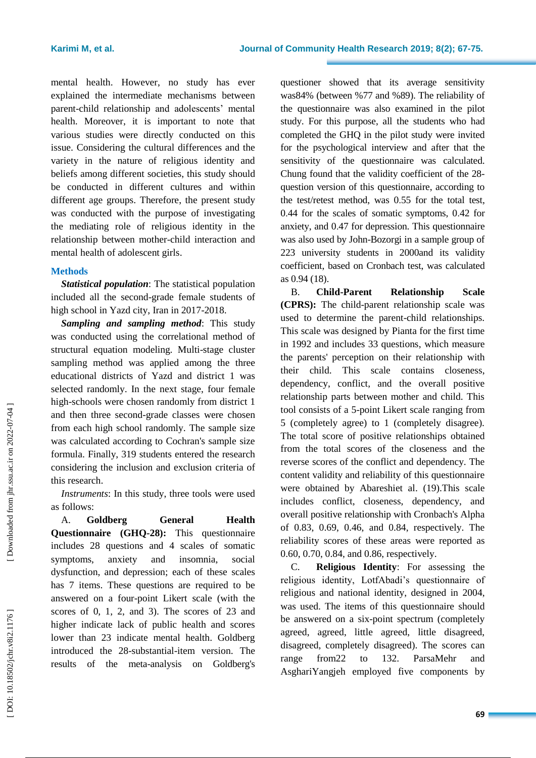mental health. However, no study has ever explained the intermediate mechanisms between parent-child relationship and adolescents' mental health. Moreover, it is important to note that various studies were directly conducted on this issue. Considering the cultural differences and the variety in the nature of religious identity and beliefs among different societies, this study should be conducted in different cultures and within different age groups. Therefore, the present study was conducted with the purpose of investigating the mediating role of religious identity in the relationship between mother-child interaction and mental health of adolescent girls.

## Methods

***Statistical population***: The statistical population included all the second-grade female students of high school in Yazd city, Iran in 2017-2018.

***Sampling and sampling method***: This study was conducted using the correlational method of structural equation modeling. Multi-stage cluster sampling method was applied among the three educational districts of Yazd and district 1 was selected randomly. In the next stage, four female high-schools were chosen randomly from district 1 and then three second-grade classes were chosen from each high school randomly. The sample size was calculated according to Cochran's sample size formula. Finally, 319 students entered the research considering the inclusion and exclusion criteria of this research.

*Instruments*: In this study, three tools were used as follows:

A. **Goldberg General Health Questionnaire (GHQ-28):** This questionnaire includes 28 questions and 4 scales of somatic symptoms, anxiety and insomnia, social dysfunction, and depression; each of these scales has 7 items. These questions are required to be answered on a four-point Likert scale (with the scores of 0, 1, 2, and 3). The scores of 23 and higher indicate lack of public health and scores lower than 23 indicate mental health. Goldberg introduced the 28-substantial-item version. The results of the meta-analysis on Goldberg's questioner showed that its average sensitivity was84% (between %77 and %89). The reliability of the questionnaire was also examined in the pilot study. For this purpose, all the students who had completed the GHQ in the pilot study were invited for the psychological interview and after that the sensitivity of the questionnaire was calculated. Chung found that the validity coefficient of the 28-question version of this questionnaire, according to the test/retest method, was 0.55 for the total test, 0.44 for the scales of somatic symptoms, 0.42 for anxiety, and 0.47 for depression. This questionnaire was also used by John-Bozorgi in a sample group of 223 university students in 2000and its validity coefficient, based on Cronbach test, was calculated as 0.94 (18).

B. **Child-Parent Relationship Scale (CPRS):** The child-parent relationship scale was used to determine the parent-child relationships. This scale was designed by Pianta for the first time in 1992 and includes 33 questions, which measure the parents' perception on their relationship with their child. This scale contains closeness, dependency, conflict, and the overall positive relationship parts between mother and child. This tool consists of a 5-point Likert scale ranging from 5 (completely agree) to 1 (completely disagree). The total score of positive relationships obtained from the total scores of the closeness and the reverse scores of the conflict and dependency. The content validity and reliability of this questionnaire were obtained by Abareshiet al. (19).This scale includes conflict, closeness, dependency, and overall positive relationship with Cronbach's Alpha of 0.83, 0.69, 0.46, and 0.84, respectively. The reliability scores of these areas were reported as 0.60, 0.70, 0.84, and 0.86, respectively.

C. **Religious Identity**: For assessing the religious identity, LotfAbadi's questionnaire of religious and national identity, designed in 2004, was used. The items of this questionnaire should be answered on a six-point spectrum (completely agreed, agreed, little agreed, little disagreed, disagreed, completely disagreed). The scores can range from22 to 132. ParsaMehr and AsghariYangjeh employed five components by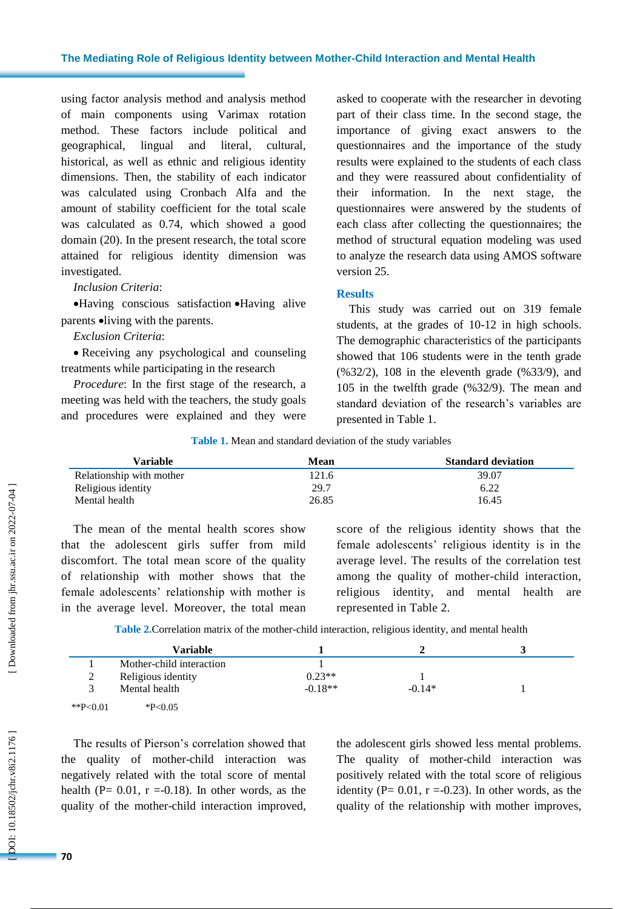using factor analysis method and analysis method of main components using Varimax rotation method. These factors include political and geographical, lingual and literal, cultural, historical, as well as ethnic and religious identity dimensions. Then, the stability of each indicator was calculated using Cronbach Alfa and the amount of stability coefficient for the total scale was calculated as 0.74, which showed a good domain (20). In the present research, the total score attained for religious identity dimension was investigated.

*Inclusion Criteria*:

•Having conscious satisfaction •Having alive parents •living with the parents.

*Exclusion Criteria*:

• Receiving any psychological and counseling treatments while participating in the research

*Procedure*: In the first stage of the research, a meeting was held with the teachers, the study goals and procedures were explained and they were asked to cooperate with the researcher in devoting part of their class time. In the second stage, the importance of giving exact answers to the questionnaires and the importance of the study results were explained to the students of each class and they were reassured about confidentiality of their information. In the next stage, the questionnaires were answered by the students of each class after collecting the questionnaires; the method of structural equation modeling was used to analyze the research data using AMOS software version 25.

## Results

This study was carried out on 319 female students, at the grades of 10-12 in high schools. The demographic characteristics of the participants showed that 106 students were in the tenth grade (%32/2), 108 in the eleventh grade (%33/9), and 105 in the twelfth grade (%32/9). The mean and standard deviation of the research's variables are presented in Table 1.

**Table 1.** Mean and standard deviation of the study variables

| Variable | Mean | Standard deviation |
|---|---|---|
| Relationship with mother | 121.6 | 39.07 |
| Religious identity | 29.7 | 6.22 |
| Mental health | 26.85 | 16.45 |

The mean of the mental health scores show that the adolescent girls suffer from mild discomfort. The total mean score of the quality of relationship with mother shows that the female adolescents' relationship with mother is in the average level. Moreover, the total mean score of the religious identity shows that the female adolescents' religious identity is in the average level. The results of the correlation test among the quality of mother-child interaction, religious identity, and mental health are represented in Table 2.

**Table 2.** Correlation matrix of the mother-child interaction, religious identity, and mental health

| | Variable | 1 | 2 | 3 |
|---|---|---|---|---|
| 1 | Mother-child interaction | 1 | | |
| 2 | Religious identity | 0.23** | 1 | |
| 3 | Mental health | -0.18** | -0.14* | 1 |

**P<0.01 *P<0.05

The results of Pierson's correlation showed that the quality of mother-child interaction was negatively related with the total score of mental health (P= 0.01, r =-0.18). In other words, as the quality of the mother-child interaction improved, the adolescent girls showed less mental problems. The quality of mother-child interaction was positively related with the total score of religious identity (P= 0.01, r =-0.23). In other words, as the quality of the relationship with mother improves,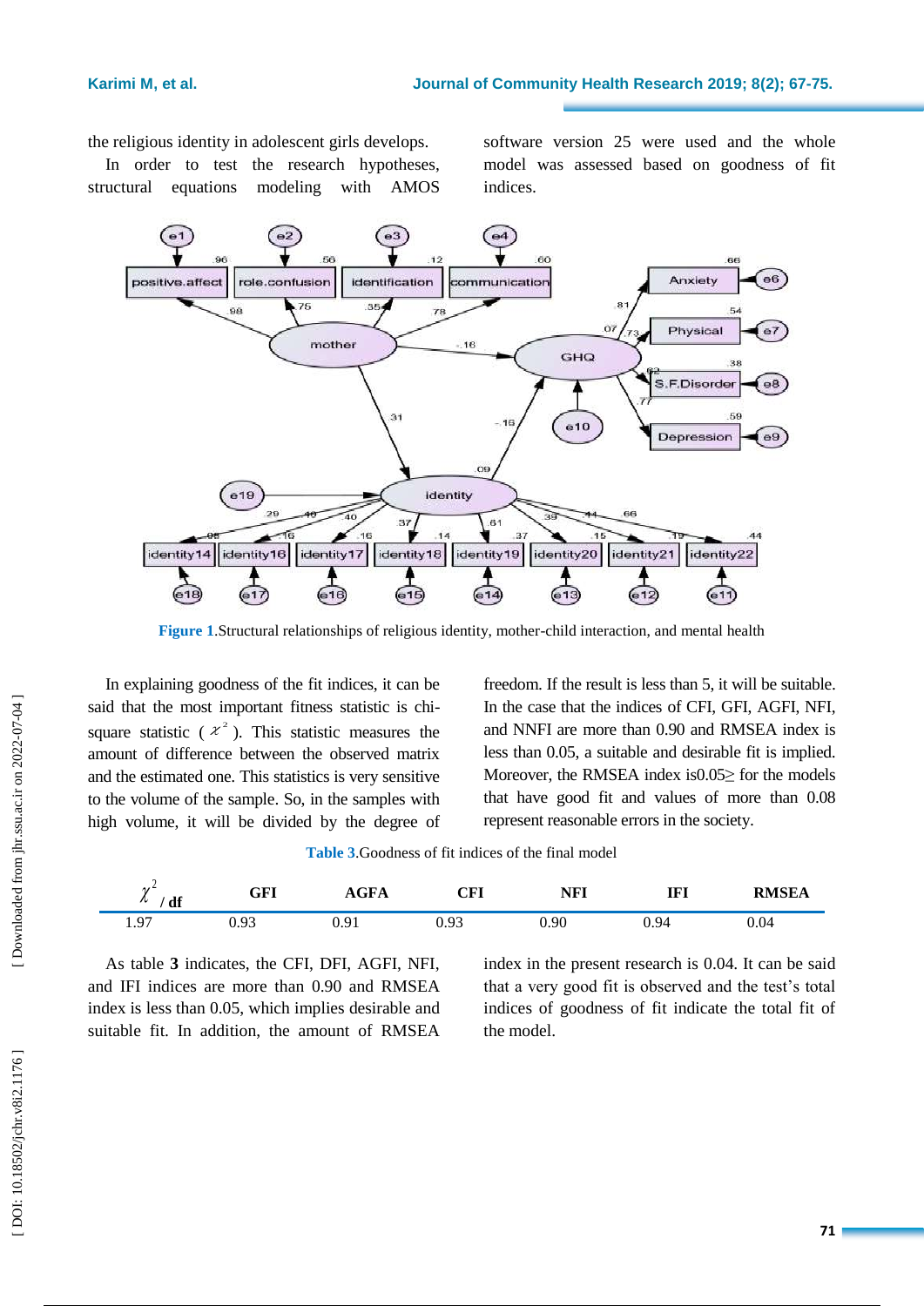the religious identity in adolescent girls develops.

In order to test the research hypotheses, structural equations modeling with AMOS software version 25 were used and the whole model was assessed based on goodness of fit indices.

Figure 1.Structural relationships of religious identity, mother-child interaction, and mental health

In explaining goodness of the fit indices, it can be said that the most important fitness statistic is chi-square statistic ( $\chi^2$ ). This statistic measures the amount of difference between the observed matrix and the estimated one. This statistics is very sensitive to the volume of the sample. So, in the samples with high volume, it will be divided by the degree of freedom. If the result is less than 5, it will be suitable. In the case that the indices of CFI, GFI, AGFI, NFI, and NNFI are more than 0.90 and RMSEA index is less than 0.05, a suitable and desirable fit is implied. Moreover, the RMSEA index is0.05≥ for the models that have good fit and values of more than 0.08 represent reasonable errors in the society.

**Table 3**.Goodness of fit indices of the final model

| $\chi^2$ / df | GFI | AGFA | CFI | NFI | IFI | RMSEA |
|---|---|---|---|---|---|---|
| 1.97 | 0.93 | 0.91 | 0.93 | 0.90 | 0.94 | 0.04 |

As table **3** indicates, the CFI, DFI, AGFI, NFI, and IFI indices are more than 0.90 and RMSEA index is less than 0.05, which implies desirable and suitable fit. In addition, the amount of RMSEA index in the present research is 0.04. It can be said that a very good fit is observed and the test's total indices of goodness of fit indicate the total fit of the model.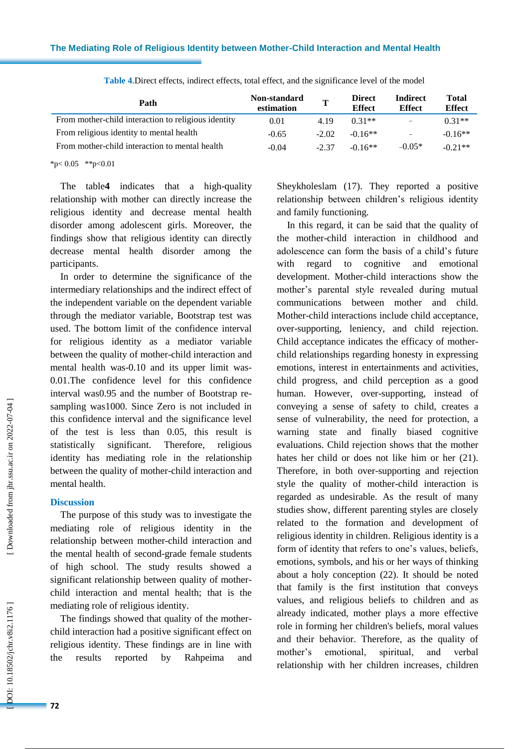**Table 4.** Direct effects, indirect effects, total effect, and the significance level of the model

| Path | Non-standard estimation | T | Direct Effect | Indirect Effect | Total Effect |
|---|---|---|---|---|---|
| From mother-child interaction to religious identity | 0.01 | 4.19 | 0.31** | - | 0.31** |
| From religious identity to mental health | -0.65 | -2.02 | -0.16** | - | -0.16** |
| From mother-child interaction to mental health | -0.04 | -2.37 | -0.16** | -0.05* | -0.21** |

*p< 0.05 **p<0.01

The table**4** indicates that a high-quality relationship with mother can directly increase the religious identity and decrease mental health disorder among adolescent girls. Moreover, the findings show that religious identity can directly decrease mental health disorder among the participants.

In order to determine the significance of the intermediary relationships and the indirect effect of the independent variable on the dependent variable through the mediator variable, Bootstrap test was used. The bottom limit of the confidence interval for religious identity as a mediator variable between the quality of mother-child interaction and mental health was-0.10 and its upper limit was-0.01.The confidence level for this confidence interval was0.95 and the number of Bootstrap re-sampling was1000. Since Zero is not included in this confidence interval and the significance level of the test is less than 0.05, this result is statistically significant. Therefore, religious identity has mediating role in the relationship between the quality of mother-child interaction and mental health.

## Discussion

The purpose of this study was to investigate the mediating role of religious identity in the relationship between mother-child interaction and the mental health of second-grade female students of high school. The study results showed a significant relationship between quality of mother-child interaction and mental health; that is the mediating role of religious identity.

The findings showed that quality of the mother-child interaction had a positive significant effect on religious identity. These findings are in line with the results reported by Rahpeima and Sheykholeslam (17). They reported a positive relationship between children's religious identity and family functioning.

In this regard, it can be said that the quality of the mother-child interaction in childhood and adolescence can form the basis of a child's future with regard to cognitive and emotional development. Mother-child interactions show the mother's parental style revealed during mutual communications between mother and child. Mother-child interactions include child acceptance, over-supporting, leniency, and child rejection. Child acceptance indicates the efficacy of mother-child relationships regarding honesty in expressing emotions, interest in entertainments and activities, child progress, and child perception as a good human. However, over-supporting, instead of conveying a sense of safety to child, creates a sense of vulnerability, the need for protection, a warning state and finally biased cognitive evaluations. Child rejection shows that the mother hates her child or does not like him or her (21). Therefore, in both over-supporting and rejection style the quality of mother-child interaction is regarded as undesirable. As the result of many studies show, different parenting styles are closely related to the formation and development of religious identity in children. Religious identity is a form of identity that refers to one's values, beliefs, emotions, symbols, and his or her ways of thinking about a holy conception (22). It should be noted that family is the first institution that conveys values, and religious beliefs to children and as already indicated, mother plays a more effective role in forming her children's beliefs, moral values and their behavior. Therefore, as the quality of mother's emotional, spiritual, and verbal relationship with her children increases, children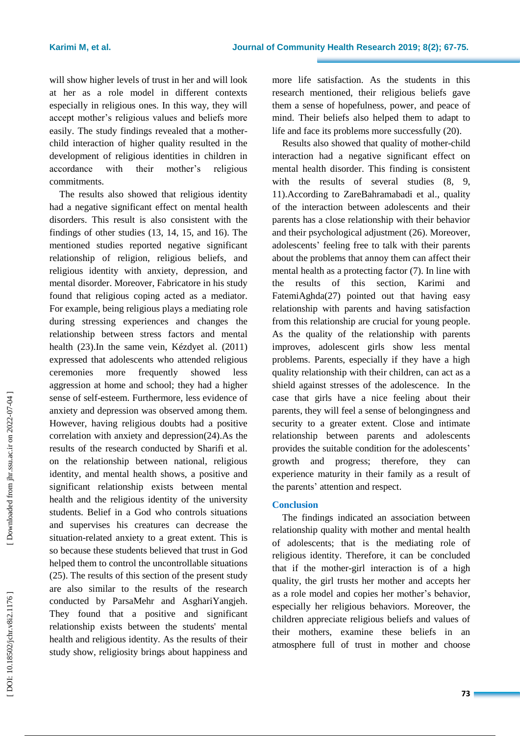will show higher levels of trust in her and will look at her as a role model in different contexts especially in religious ones. In this way, they will accept mother's religious values and beliefs more easily. The study findings revealed that a mother-child interaction of higher quality resulted in the development of religious identities in children in accordance with their mother's religious commitments.

The results also showed that religious identity had a negative significant effect on mental health disorders. This result is also consistent with the findings of other studies (13, 14, 15, and 16). The mentioned studies reported negative significant relationship of religion, religious beliefs, and religious identity with anxiety, depression, and mental disorder. Moreover, Fabricatore in his study found that religious coping acted as a mediator. For example, being religious plays a mediating role during stressing experiences and changes the relationship between stress factors and mental health (23).In the same vein, Kézdyet al. (2011) expressed that adolescents who attended religious ceremonies more frequently showed less aggression at home and school; they had a higher sense of self-esteem. Furthermore, less evidence of anxiety and depression was observed among them. However, having religious doubts had a positive correlation with anxiety and depression(24).As the results of the research conducted by Sharifi et al. on the relationship between national, religious identity, and mental health shows, a positive and significant relationship exists between mental health and the religious identity of the university students. Belief in a God who controls situations and supervises his creatures can decrease the situation-related anxiety to a great extent. This is so because these students believed that trust in God helped them to control the uncontrollable situations (25). The results of this section of the present study are also similar to the results of the research conducted by ParsaMehr and AsghariYangjeh. They found that a positive and significant relationship exists between the students' mental health and religious identity. As the results of their study show, religiosity brings about happiness and more life satisfaction. As the students in this research mentioned, their religious beliefs gave them a sense of hopefulness, power, and peace of mind. Their beliefs also helped them to adapt to life and face its problems more successfully (20).

Results also showed that quality of mother-child interaction had a negative significant effect on mental health disorder. This finding is consistent with the results of several studies (8, 9, 11).According to ZareBahramabadi et al., quality of the interaction between adolescents and their parents has a close relationship with their behavior and their psychological adjustment (26). Moreover, adolescents' feeling free to talk with their parents about the problems that annoy them can affect their mental health as a protecting factor (7). In line with the results of this section, Karimi and FatemiAghda(27) pointed out that having easy relationship with parents and having satisfaction from this relationship are crucial for young people. As the quality of the relationship with parents improves, adolescent girls show less mental problems. Parents, especially if they have a high quality relationship with their children, can act as a shield against stresses of the adolescence. In the case that girls have a nice feeling about their parents, they will feel a sense of belongingness and security to a greater extent. Close and intimate relationship between parents and adolescents provides the suitable condition for the adolescents' growth and progress; therefore, they can experience maturity in their family as a result of the parents' attention and respect.

## Conclusion

The findings indicated an association between relationship quality with mother and mental health of adolescents; that is the mediating role of religious identity. Therefore, it can be concluded that if the mother-girl interaction is of a high quality, the girl trusts her mother and accepts her as a role model and copies her mother's behavior, especially her religious behaviors. Moreover, the children appreciate religious beliefs and values of their mothers, examine these beliefs in an atmosphere full of trust in mother and choose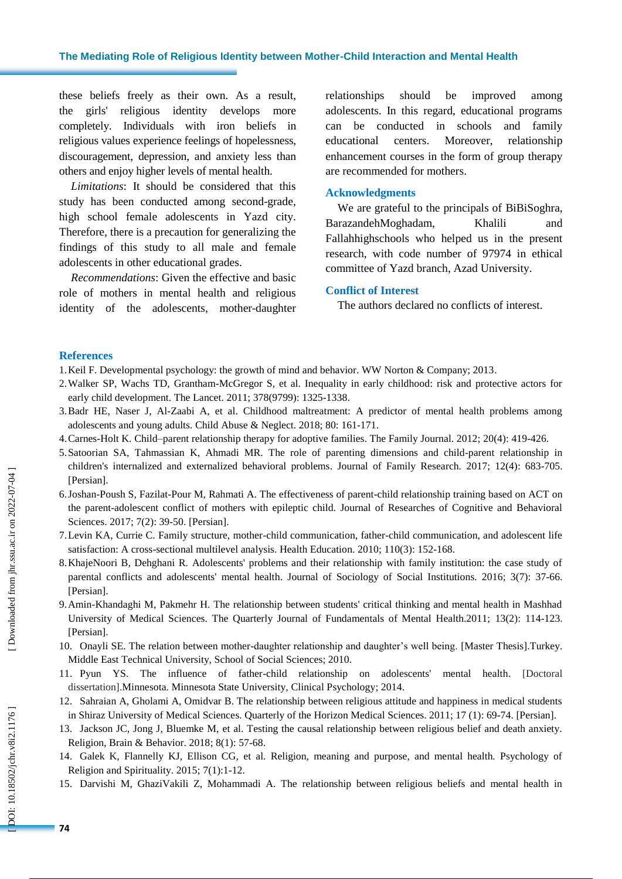these beliefs freely as their own. As a result, the girls' religious identity develops more completely. Individuals with iron beliefs in religious values experience feelings of hopelessness, discouragement, depression, and anxiety less than others and enjoy higher levels of mental health.

*Limitations*: It should be considered that this study has been conducted among second-grade, high school female adolescents in Yazd city. Therefore, there is a precaution for generalizing the findings of this study to all male and female adolescents in other educational grades.

*Recommendations*: Given the effective and basic role of mothers in mental health and religious identity of the adolescents, mother-daughter relationships should be improved among adolescents. In this regard, educational programs can be conducted in schools and family educational centers. Moreover, relationship enhancement courses in the form of group therapy are recommended for mothers.

## Acknowledgments

We are grateful to the principals of BiBiSoghra, BarazandehMoghadam, Khalili and Fallahhighschools who helped us in the present research, with code number of 97974 in ethical committee of Yazd branch, Azad University.

## Conflict of Interest

The authors declared no conflicts of interest.

## References

1. Keil F. Developmental psychology: the growth of mind and behavior. WW Norton & Company; 2013.
2. Walker SP, Wachs TD, Grantham-McGregor S, et al. Inequality in early childhood: risk and protective actors for early child development. The Lancet. 2011; 378(9799): 1325-1338.
3. Badr HE, Naser J, Al-Zaabi A, et al. Childhood maltreatment: A predictor of mental health problems among adolescents and young adults. Child Abuse & Neglect. 2018; 80: 161-171.
4. Carnes-Holt K. Child–parent relationship therapy for adoptive families. The Family Journal. 2012; 20(4): 419-426.
5. Satoorian SA, Tahmassian K, Ahmadi MR. The role of parenting dimensions and child-parent relationship in children's internalized and externalized behavioral problems. Journal of Family Research. 2017; 12(4): 683-705. [Persian].
6. Joshan-Poush S, Fazilat-Pour M, Rahmati A. The effectiveness of parent-child relationship training based on ACT on the parent-adolescent conflict of mothers with epileptic child. Journal of Researches of Cognitive and Behavioral Sciences. 2017; 7(2): 39-50. [Persian].
7. Levin KA, Currie C. Family structure, mother-child communication, father-child communication, and adolescent life satisfaction: A cross-sectional multilevel analysis. Health Education. 2010; 110(3): 152-168.
8. KhajeNoori B, Dehghani R. Adolescents' problems and their relationship with family institution: the case study of parental conflicts and adolescents' mental health. Journal of Sociology of Social Institutions. 2016; 3(7): 37-66. [Persian].
9. Amin-Khandaghi M, Pakmehr H. The relationship between students' critical thinking and mental health in Mashhad University of Medical Sciences. The Quarterly Journal of Fundamentals of Mental Health.2011; 13(2): 114-123. [Persian].
10. Onayli SE. The relation between mother-daughter relationship and daughter's well being. [Master Thesis].Turkey. Middle East Technical University, School of Social Sciences; 2010.
11. Pyun YS. The influence of father-child relationship on adolescents' mental health. [Doctoral dissertation].Minnesota. Minnesota State University, Clinical Psychology; 2014.
12. Sahraian A, Gholami A, Omidvar B. The relationship between religious attitude and happiness in medical students in Shiraz University of Medical Sciences. Quarterly of the Horizon Medical Sciences. 2011; 17 (1): 69-74. [Persian].
13. Jackson JC, Jong J, Bluemke M, et al. Testing the causal relationship between religious belief and death anxiety. Religion, Brain & Behavior. 2018; 8(1): 57-68.
14. Galek K, Flannelly KJ, Ellison CG, et al. Religion, meaning and purpose, and mental health. Psychology of Religion and Spirituality. 2015; 7(1):1-12.
15. Darvishi M, GhaziVakili Z, Mohammadi A. The relationship between religious beliefs and mental health in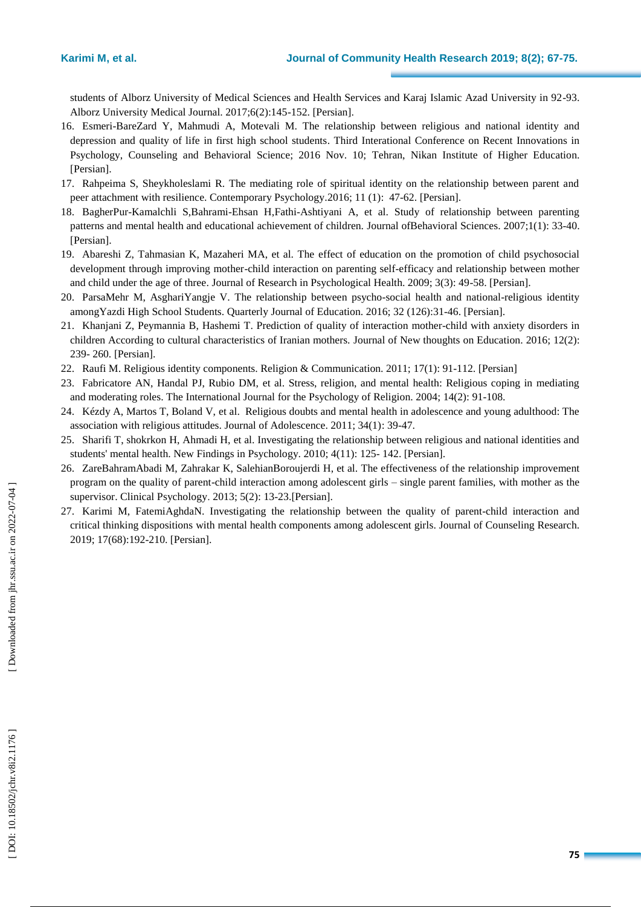students of Alborz University of Medical Sciences and Health Services and Karaj Islamic Azad University in 92-93. Alborz University Medical Journal. 2017;6(2):145-152. [Persian].

16. Esmeri-BareZard Y, Mahmudi A, Motevali M. The relationship between religious and national identity and depression and quality of life in first high school students. Third Interational Conference on Recent Innovations in Psychology, Counseling and Behavioral Science; 2016 Nov. 10; Tehran, Nikan Institute of Higher Education. [Persian].
17. Rahpeima S, Sheykholeslami R. The mediating role of spiritual identity on the relationship between parent and peer attachment with resilience. Contemporary Psychology.2016; 11 (1): 47-62. [Persian].
18. BagherPur-Kamalchli S,Bahrami-Ehsan H,Fathi-Ashtiyani A, et al. Study of relationship between parenting patterns and mental health and educational achievement of children. Journal ofBehavioral Sciences. 2007;1(1): 33-40. [Persian].
19. Abareshi Z, Tahmasian K, Mazaheri MA, et al. The effect of education on the promotion of child psychosocial development through improving mother-child interaction on parenting self-efficacy and relationship between mother and child under the age of three. Journal of Research in Psychological Health. 2009; 3(3): 49-58. [Persian].
20. ParsaMehr M, AsghariYangje V. The relationship between psycho-social health and national-religious identity amongYazdi High School Students. Quarterly Journal of Education. 2016; 32 (126):31-46. [Persian].
21. Khanjani Z, Peymannia B, Hashemi T. Prediction of quality of interaction mother-child with anxiety disorders in children According to cultural characteristics of Iranian mothers. Journal of New thoughts on Education. 2016; 12(2): 239- 260. [Persian].
22. Raufi M. Religious identity components. Religion & Communication. 2011; 17(1): 91-112. [Persian]
23. Fabricatore AN, Handal PJ, Rubio DM, et al. Stress, religion, and mental health: Religious coping in mediating and moderating roles. The International Journal for the Psychology of Religion. 2004; 14(2): 91-108.
24. Kézdy A, Martos T, Boland V, et al. Religious doubts and mental health in adolescence and young adulthood: The association with religious attitudes. Journal of Adolescence. 2011; 34(1): 39-47.
25. Sharifi T, shokrkon H, Ahmadi H, et al. Investigating the relationship between religious and national identities and students' mental health. New Findings in Psychology. 2010; 4(11): 125- 142. [Persian].
26. ZareBahramAbadi M, Zahrakar K, SalehianBoroujerdi H, et al. The effectiveness of the relationship improvement program on the quality of parent-child interaction among adolescent girls – single parent families, with mother as the supervisor. Clinical Psychology. 2013; 5(2): 13-23.[Persian].
27. Karimi M, FatemiAghdaN. Investigating the relationship between the quality of parent-child interaction and critical thinking dispositions with mental health components among adolescent girls. Journal of Counseling Research. 2019; 17(68):192-210. [Persian].